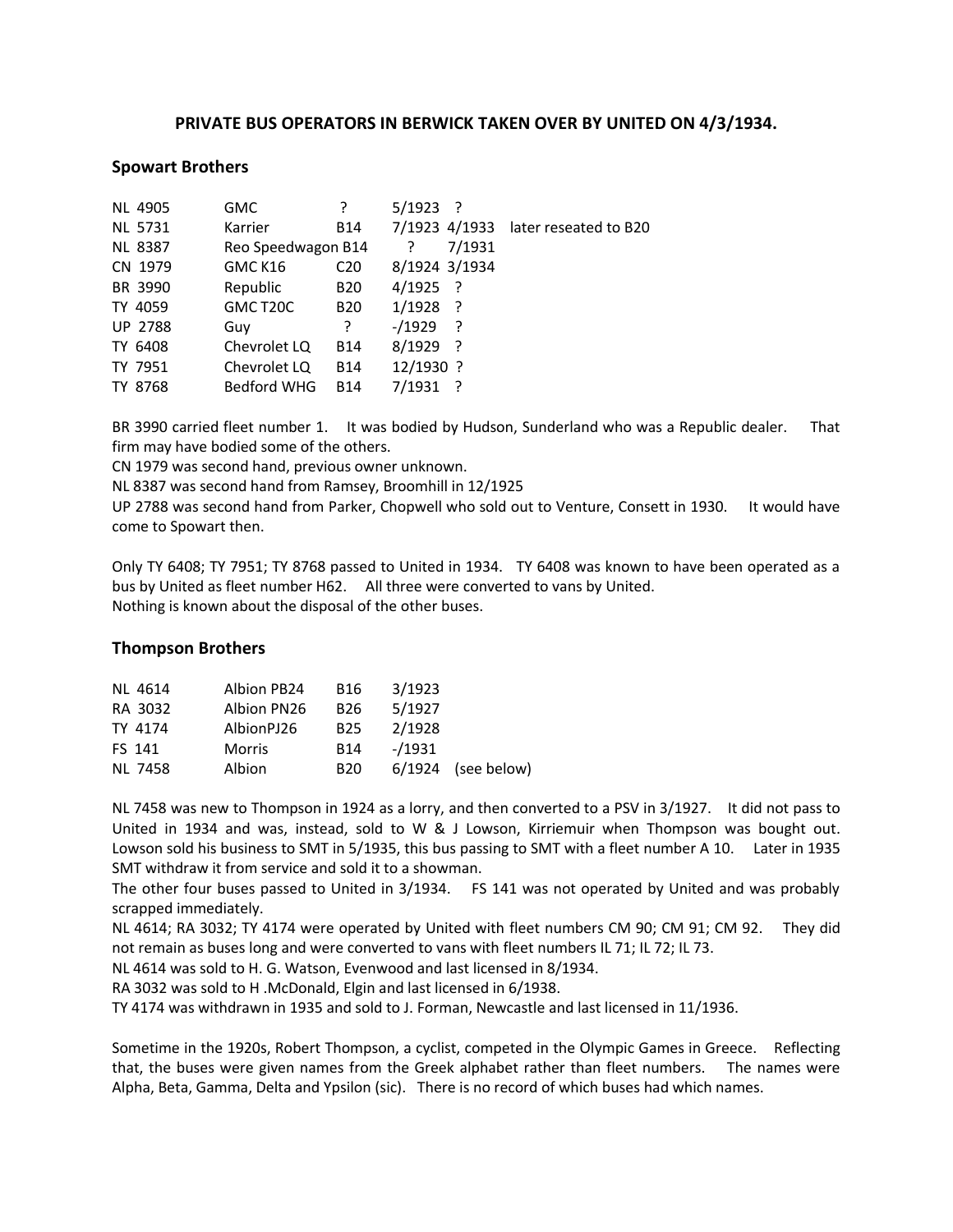## PRIVATE BUS OPERATORS IN BERWICK TAKEN OVER BY UNITED ON 4/3/1934.

### Spowart Brothers

| | | | | | |
|---|---|---|---|---|---|
| NL 4905 | GMC | ? | 5/1923 | ? | |
| NL 5731 | Karrier | B14 | 7/1923 | 4/1933 | later reseated to B20 |
| NL 8387 | Reo Speedwagon | B14 | ? | 7/1931 | |
| CN 1979 | GMC K16 | C20 | 8/1924 | 3/1934 | |
| BR 3990 | Republic | B20 | 4/1925 | ? | |
| TY 4059 | GMC T20C | B20 | 1/1928 | ? | |
| UP 2788 | Guy | ? | -/1929 | ? | |
| TY 6408 | Chevrolet LQ | B14 | 8/1929 | ? | |
| TY 7951 | Chevrolet LQ | B14 | 12/1930 | ? | |
| TY 8768 | Bedford WHG | B14 | 7/1931 | ? | |

BR 3990 carried fleet number 1. It was bodied by Hudson, Sunderland who was a Republic dealer. That firm may have bodied some of the others.
CN 1979 was second hand, previous owner unknown.
NL 8387 was second hand from Ramsey, Broomhill in 12/1925
UP 2788 was second hand from Parker, Chopwell who sold out to Venture, Consett in 1930. It would have come to Spowart then.

Only TY 6408; TY 7951; TY 8768 passed to United in 1934. TY 6408 was known to have been operated as a bus by United as fleet number H62. All three were converted to vans by United.
Nothing is known about the disposal of the other buses.

### Thompson Brothers

| | | | | |
|---|---|---|---|---|
| NL 4614 | Albion PB24 | B16 | 3/1923 | |
| RA 3032 | Albion PN26 | B26 | 5/1927 | |
| TY 4174 | AlbionPJ26 | B25 | 2/1928 | |
| FS 141 | Morris | B14 | -/1931 | |
| NL 7458 | Albion | B20 | 6/1924 | (see below) |

NL 7458 was new to Thompson in 1924 as a lorry, and then converted to a PSV in 3/1927. It did not pass to United in 1934 and was, instead, sold to W & J Lowson, Kirriemuir when Thompson was bought out. Lowson sold his business to SMT in 5/1935, this bus passing to SMT with a fleet number A 10. Later in 1935 SMT withdraw it from service and sold it to a showman.
The other four buses passed to United in 3/1934. FS 141 was not operated by United and was probably scrapped immediately.
NL 4614; RA 3032; TY 4174 were operated by United with fleet numbers CM 90; CM 91; CM 92. They did not remain as buses long and were converted to vans with fleet numbers IL 71; IL 72; IL 73.
NL 4614 was sold to H. G. Watson, Evenwood and last licensed in 8/1934.
RA 3032 was sold to H .McDonald, Elgin and last licensed in 6/1938.
TY 4174 was withdrawn in 1935 and sold to J. Forman, Newcastle and last licensed in 11/1936.

Sometime in the 1920s, Robert Thompson, a cyclist, competed in the Olympic Games in Greece. Reflecting that, the buses were given names from the Greek alphabet rather than fleet numbers. The names were Alpha, Beta, Gamma, Delta and Ypsilon (sic). There is no record of which buses had which names.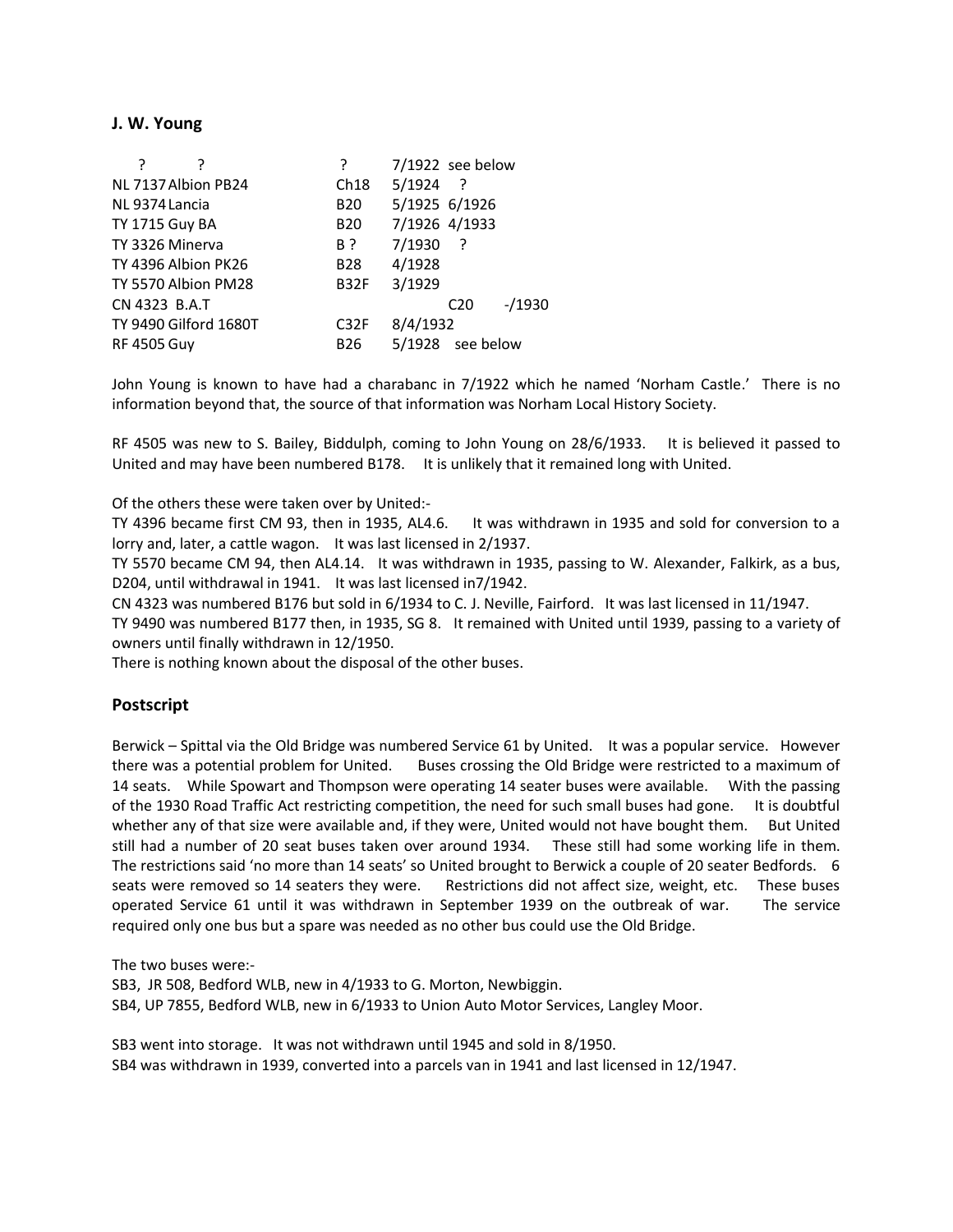## J. W. Young

| | | | | | |
|---|---|---|---|---|---|
| ? | ? | ? | 7/1922 | see below | |
| NL 7137 | Albion PB24 | Ch18 | 5/1924 | ? | |
| NL 9374 | Lancia | B20 | 5/1925 | 6/1926 | |
| TY 1715 | Guy BA | B20 | 7/1926 | 4/1933 | |
| TY 3326 | Minerva | B ? | 7/1930 | ? | |
| TY 4396 | Albion PK26 | B28 | 4/1928 | | |
| TY 5570 | Albion PM28 | B32F | 3/1929 | | |
| CN 4323 | B.A.T | | | C20 | -/1930 |
| TY 9490 | Gilford 1680T | C32F | 8/4/1932 | | |
| RF 4505 | Guy | B26 | 5/1928 | see below | |

John Young is known to have had a charabanc in 7/1922 which he named 'Norham Castle.' There is no information beyond that, the source of that information was Norham Local History Society.

RF 4505 was new to S. Bailey, Biddulph, coming to John Young on 28/6/1933. It is believed it passed to United and may have been numbered B178. It is unlikely that it remained long with United.

Of the others these were taken over by United:-
TY 4396 became first CM 93, then in 1935, AL4.6. It was withdrawn in 1935 and sold for conversion to a lorry and, later, a cattle wagon. It was last licensed in 2/1937.
TY 5570 became CM 94, then AL4.14. It was withdrawn in 1935, passing to W. Alexander, Falkirk, as a bus, D204, until withdrawal in 1941. It was last licensed in7/1942.
CN 4323 was numbered B176 but sold in 6/1934 to C. J. Neville, Fairford. It was last licensed in 11/1947.
TY 9490 was numbered B177 then, in 1935, SG 8. It remained with United until 1939, passing to a variety of owners until finally withdrawn in 12/1950.
There is nothing known about the disposal of the other buses.

## Postscript

Berwick – Spittal via the Old Bridge was numbered Service 61 by United. It was a popular service. However there was a potential problem for United. Buses crossing the Old Bridge were restricted to a maximum of 14 seats. While Spowart and Thompson were operating 14 seater buses were available. With the passing of the 1930 Road Traffic Act restricting competition, the need for such small buses had gone. It is doubtful whether any of that size were available and, if they were, United would not have bought them. But United still had a number of 20 seat buses taken over around 1934. These still had some working life in them. The restrictions said 'no more than 14 seats' so United brought to Berwick a couple of 20 seater Bedfords. 6 seats were removed so 14 seaters they were. Restrictions did not affect size, weight, etc. These buses operated Service 61 until it was withdrawn in September 1939 on the outbreak of war. The service required only one bus but a spare was needed as no other bus could use the Old Bridge.

The two buses were:-
SB3, JR 508, Bedford WLB, new in 4/1933 to G. Morton, Newbiggin.
SB4, UP 7855, Bedford WLB, new in 6/1933 to Union Auto Motor Services, Langley Moor.

SB3 went into storage. It was not withdrawn until 1945 and sold in 8/1950.
SB4 was withdrawn in 1939, converted into a parcels van in 1941 and last licensed in 12/1947.